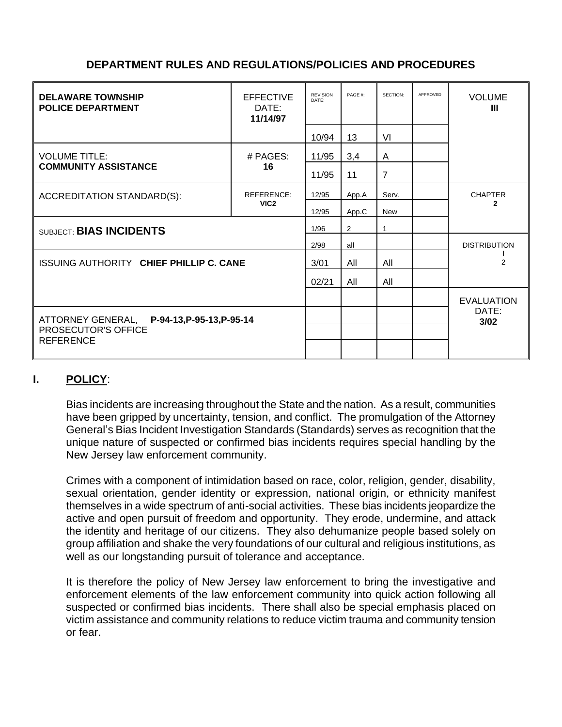## DEPARTMENT RULES AND REGULATIONS/POLICIES AND PROCEDURES

| **DELAWARE TOWNSHIP POLICE DEPARTMENT** | EFFECTIVE DATE: **11/14/97** | REVISION DATE: | PAGE #: | SECTION: | APPROVED | VOLUME **III** |
|---|---|---|---|---|---|---|
| | | 10/94 | 13 | VI | | |
| VOLUME TITLE: **COMMUNITY ASSISTANCE** | # PAGES: **16** | 11/95 | 3,4 | A | | |
| | | 11/95 | 11 | 7 | | |
| ACCREDITATION STANDARD(S): | REFERENCE: **VIC2** | 12/95 | App.A | Serv. | | CHAPTER **2** |
| | | 12/95 | App.C | New | | |
| SUBJECT: **BIAS INCIDENTS** | | 1/96 | 2 | 1 | | |
| | | 2/98 | all | | | DISTRIBUTION I 2 |
| ISSUING AUTHORITY **CHIEF PHILLIP C. CANE** | | 3/01 | All | All | | |
| | | 02/21 | All | All | | |
| | | | | | | EVALUATION DATE: **3/02** |
| ATTORNEY GENERAL, PROSECUTOR'S OFFICE REFERENCE **P-94-13,P-95-13,P-95-14** | | | | | | |
| | | | | | | |
| | | | | | | |

## I. **POLICY**:

Bias incidents are increasing throughout the State and the nation. As a result, communities have been gripped by uncertainty, tension, and conflict. The promulgation of the Attorney General's Bias Incident Investigation Standards (Standards) serves as recognition that the unique nature of suspected or confirmed bias incidents requires special handling by the New Jersey law enforcement community.

Crimes with a component of intimidation based on race, color, religion, gender, disability, sexual orientation, gender identity or expression, national origin, or ethnicity manifest themselves in a wide spectrum of anti-social activities. These bias incidents jeopardize the active and open pursuit of freedom and opportunity. They erode, undermine, and attack the identity and heritage of our citizens. They also dehumanize people based solely on group affiliation and shake the very foundations of our cultural and religious institutions, as well as our longstanding pursuit of tolerance and acceptance.

It is therefore the policy of New Jersey law enforcement to bring the investigative and enforcement elements of the law enforcement community into quick action following all suspected or confirmed bias incidents. There shall also be special emphasis placed on victim assistance and community relations to reduce victim trauma and community tension or fear.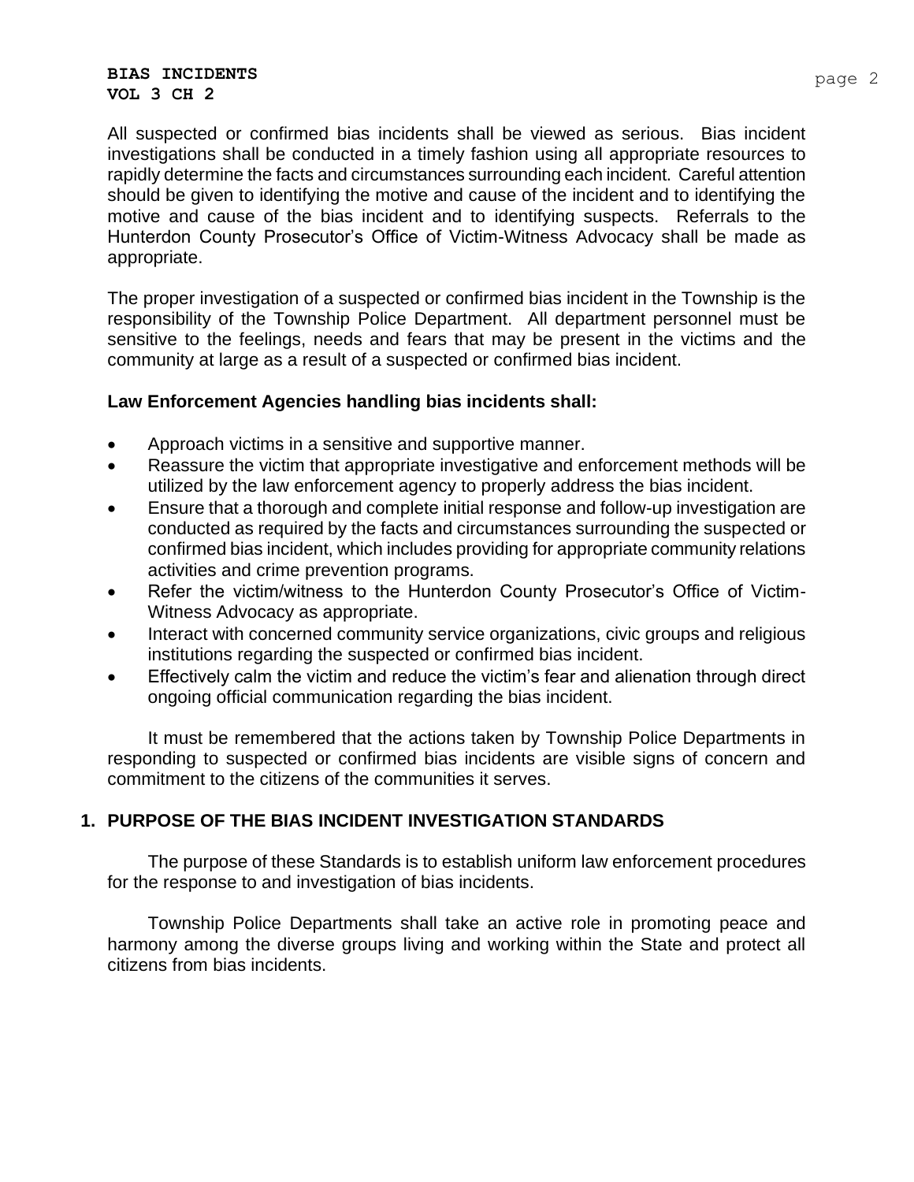All suspected or confirmed bias incidents shall be viewed as serious. Bias incident investigations shall be conducted in a timely fashion using all appropriate resources to rapidly determine the facts and circumstances surrounding each incident. Careful attention should be given to identifying the motive and cause of the incident and to identifying the motive and cause of the bias incident and to identifying suspects. Referrals to the Hunterdon County Prosecutor's Office of Victim-Witness Advocacy shall be made as appropriate.

The proper investigation of a suspected or confirmed bias incident in the Township is the responsibility of the Township Police Department. All department personnel must be sensitive to the feelings, needs and fears that may be present in the victims and the community at large as a result of a suspected or confirmed bias incident.

**Law Enforcement Agencies handling bias incidents shall:**

- Approach victims in a sensitive and supportive manner.
- Reassure the victim that appropriate investigative and enforcement methods will be utilized by the law enforcement agency to properly address the bias incident.
- Ensure that a thorough and complete initial response and follow-up investigation are conducted as required by the facts and circumstances surrounding the suspected or confirmed bias incident, which includes providing for appropriate community relations activities and crime prevention programs.
- Refer the victim/witness to the Hunterdon County Prosecutor's Office of Victim-Witness Advocacy as appropriate.
- Interact with concerned community service organizations, civic groups and religious institutions regarding the suspected or confirmed bias incident.
- Effectively calm the victim and reduce the victim's fear and alienation through direct ongoing official communication regarding the bias incident.

It must be remembered that the actions taken by Township Police Departments in responding to suspected or confirmed bias incidents are visible signs of concern and commitment to the citizens of the communities it serves.

## 1. PURPOSE OF THE BIAS INCIDENT INVESTIGATION STANDARDS

The purpose of these Standards is to establish uniform law enforcement procedures for the response to and investigation of bias incidents.

Township Police Departments shall take an active role in promoting peace and harmony among the diverse groups living and working within the State and protect all citizens from bias incidents.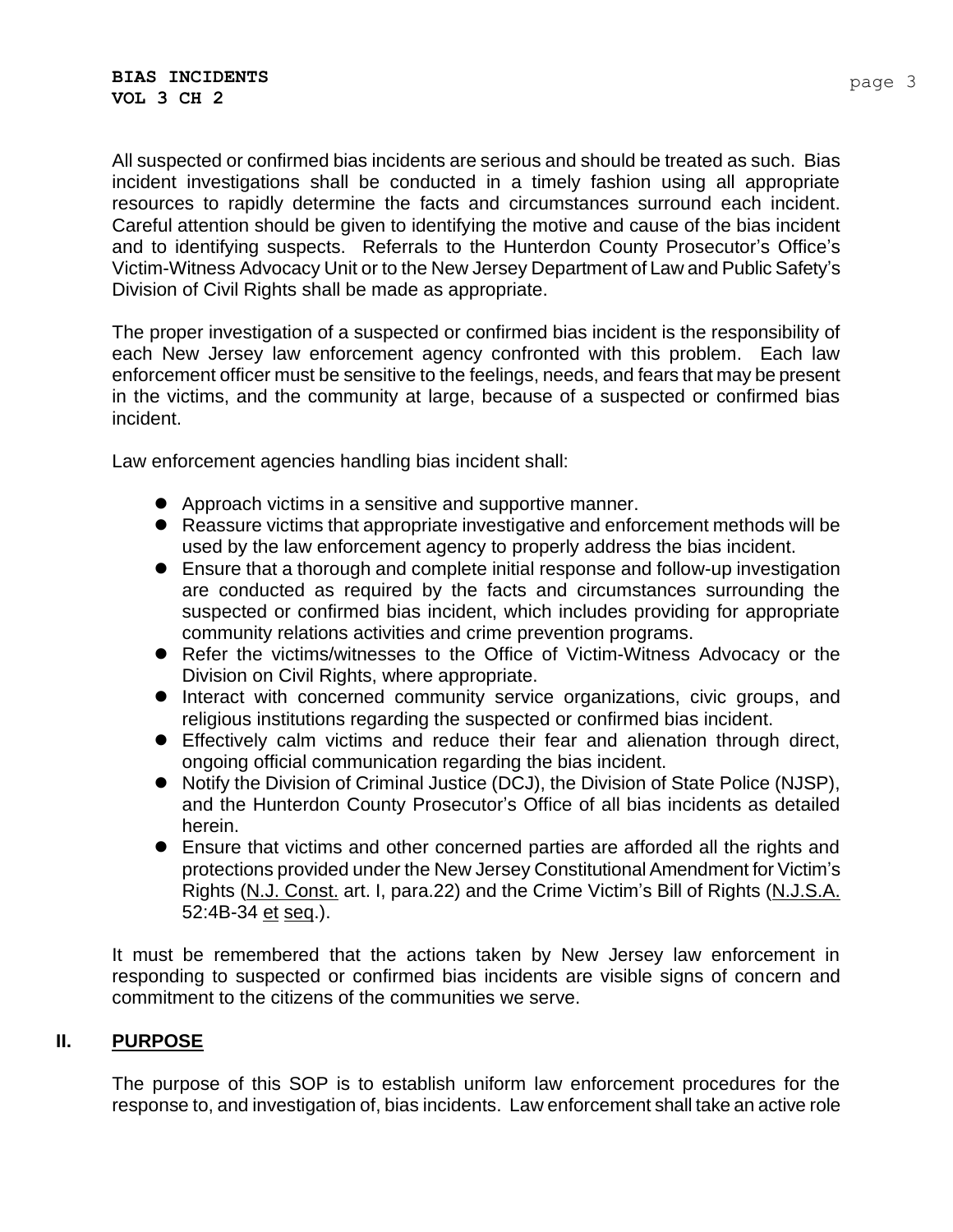All suspected or confirmed bias incidents are serious and should be treated as such. Bias incident investigations shall be conducted in a timely fashion using all appropriate resources to rapidly determine the facts and circumstances surround each incident. Careful attention should be given to identifying the motive and cause of the bias incident and to identifying suspects. Referrals to the Hunterdon County Prosecutor's Office's Victim-Witness Advocacy Unit or to the New Jersey Department of Law and Public Safety's Division of Civil Rights shall be made as appropriate.

The proper investigation of a suspected or confirmed bias incident is the responsibility of each New Jersey law enforcement agency confronted with this problem. Each law enforcement officer must be sensitive to the feelings, needs, and fears that may be present in the victims, and the community at large, because of a suspected or confirmed bias incident.

Law enforcement agencies handling bias incident shall:

- Approach victims in a sensitive and supportive manner.
- Reassure victims that appropriate investigative and enforcement methods will be used by the law enforcement agency to properly address the bias incident.
- Ensure that a thorough and complete initial response and follow-up investigation are conducted as required by the facts and circumstances surrounding the suspected or confirmed bias incident, which includes providing for appropriate community relations activities and crime prevention programs.
- Refer the victims/witnesses to the Office of Victim-Witness Advocacy or the Division on Civil Rights, where appropriate.
- Interact with concerned community service organizations, civic groups, and religious institutions regarding the suspected or confirmed bias incident.
- Effectively calm victims and reduce their fear and alienation through direct, ongoing official communication regarding the bias incident.
- Notify the Division of Criminal Justice (DCJ), the Division of State Police (NJSP), and the Hunterdon County Prosecutor's Office of all bias incidents as detailed herein.
- Ensure that victims and other concerned parties are afforded all the rights and protections provided under the New Jersey Constitutional Amendment for Victim's Rights (N.J. Const. art. I, para.22) and the Crime Victim's Bill of Rights (N.J.S.A. 52:4B-34 et seq.).

It must be remembered that the actions taken by New Jersey law enforcement in responding to suspected or confirmed bias incidents are visible signs of concern and commitment to the citizens of the communities we serve.

## II. PURPOSE

The purpose of this SOP is to establish uniform law enforcement procedures for the response to, and investigation of, bias incidents. Law enforcement shall take an active role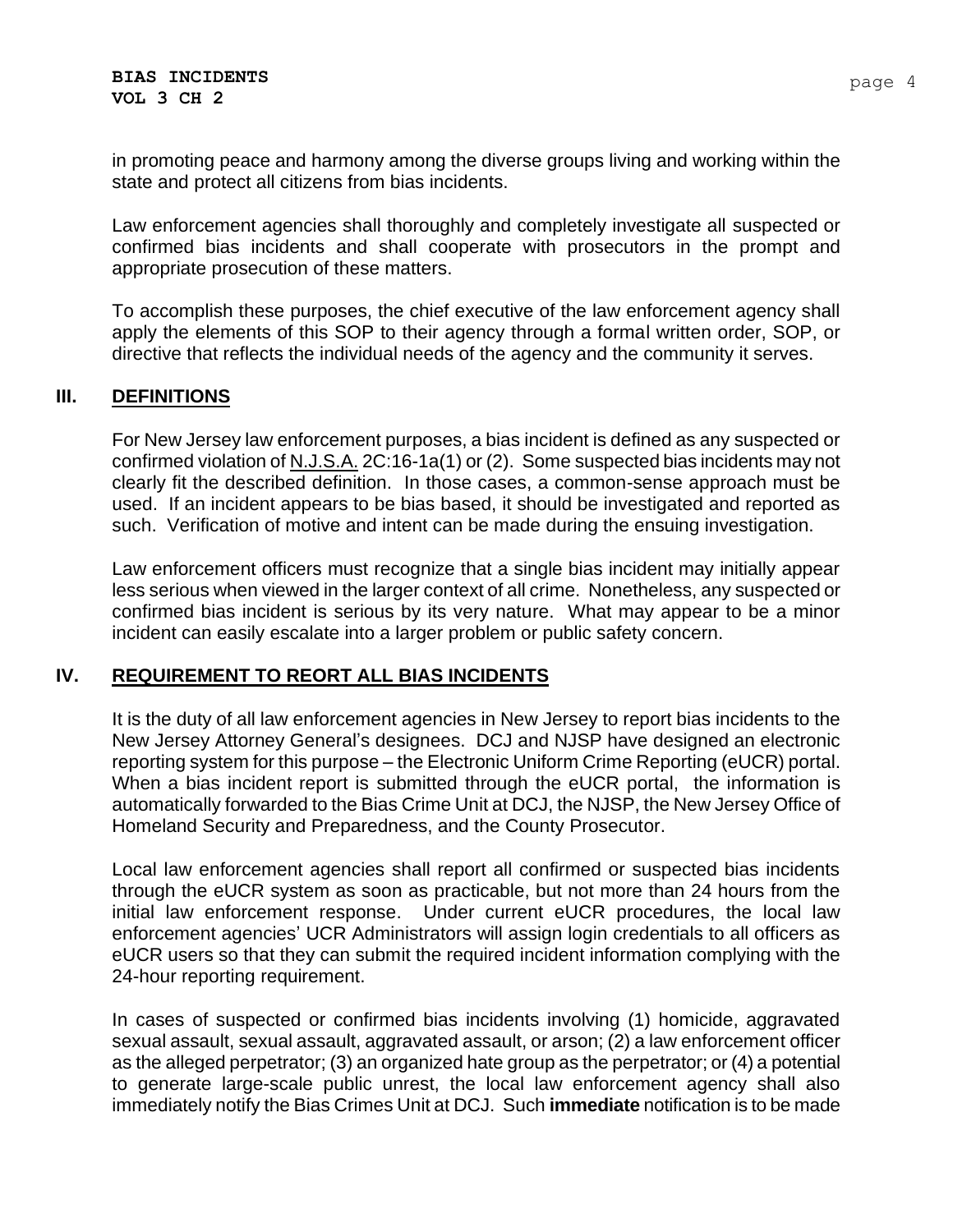in promoting peace and harmony among the diverse groups living and working within the state and protect all citizens from bias incidents.

Law enforcement agencies shall thoroughly and completely investigate all suspected or confirmed bias incidents and shall cooperate with prosecutors in the prompt and appropriate prosecution of these matters.

To accomplish these purposes, the chief executive of the law enforcement agency shall apply the elements of this SOP to their agency through a formal written order, SOP, or directive that reflects the individual needs of the agency and the community it serves.

## III. DEFINITIONS

For New Jersey law enforcement purposes, a bias incident is defined as any suspected or confirmed violation of N.J.S.A. 2C:16-1a(1) or (2). Some suspected bias incidents may not clearly fit the described definition. In those cases, a common-sense approach must be used. If an incident appears to be bias based, it should be investigated and reported as such. Verification of motive and intent can be made during the ensuing investigation.

Law enforcement officers must recognize that a single bias incident may initially appear less serious when viewed in the larger context of all crime. Nonetheless, any suspected or confirmed bias incident is serious by its very nature. What may appear to be a minor incident can easily escalate into a larger problem or public safety concern.

## IV. REQUIREMENT TO REORT ALL BIAS INCIDENTS

It is the duty of all law enforcement agencies in New Jersey to report bias incidents to the New Jersey Attorney General's designees. DCJ and NJSP have designed an electronic reporting system for this purpose – the Electronic Uniform Crime Reporting (eUCR) portal. When a bias incident report is submitted through the eUCR portal, the information is automatically forwarded to the Bias Crime Unit at DCJ, the NJSP, the New Jersey Office of Homeland Security and Preparedness, and the County Prosecutor.

Local law enforcement agencies shall report all confirmed or suspected bias incidents through the eUCR system as soon as practicable, but not more than 24 hours from the initial law enforcement response. Under current eUCR procedures, the local law enforcement agencies' UCR Administrators will assign login credentials to all officers as eUCR users so that they can submit the required incident information complying with the 24-hour reporting requirement.

In cases of suspected or confirmed bias incidents involving (1) homicide, aggravated sexual assault, sexual assault, aggravated assault, or arson; (2) a law enforcement officer as the alleged perpetrator; (3) an organized hate group as the perpetrator; or (4) a potential to generate large-scale public unrest, the local law enforcement agency shall also immediately notify the Bias Crimes Unit at DCJ. Such **immediate** notification is to be made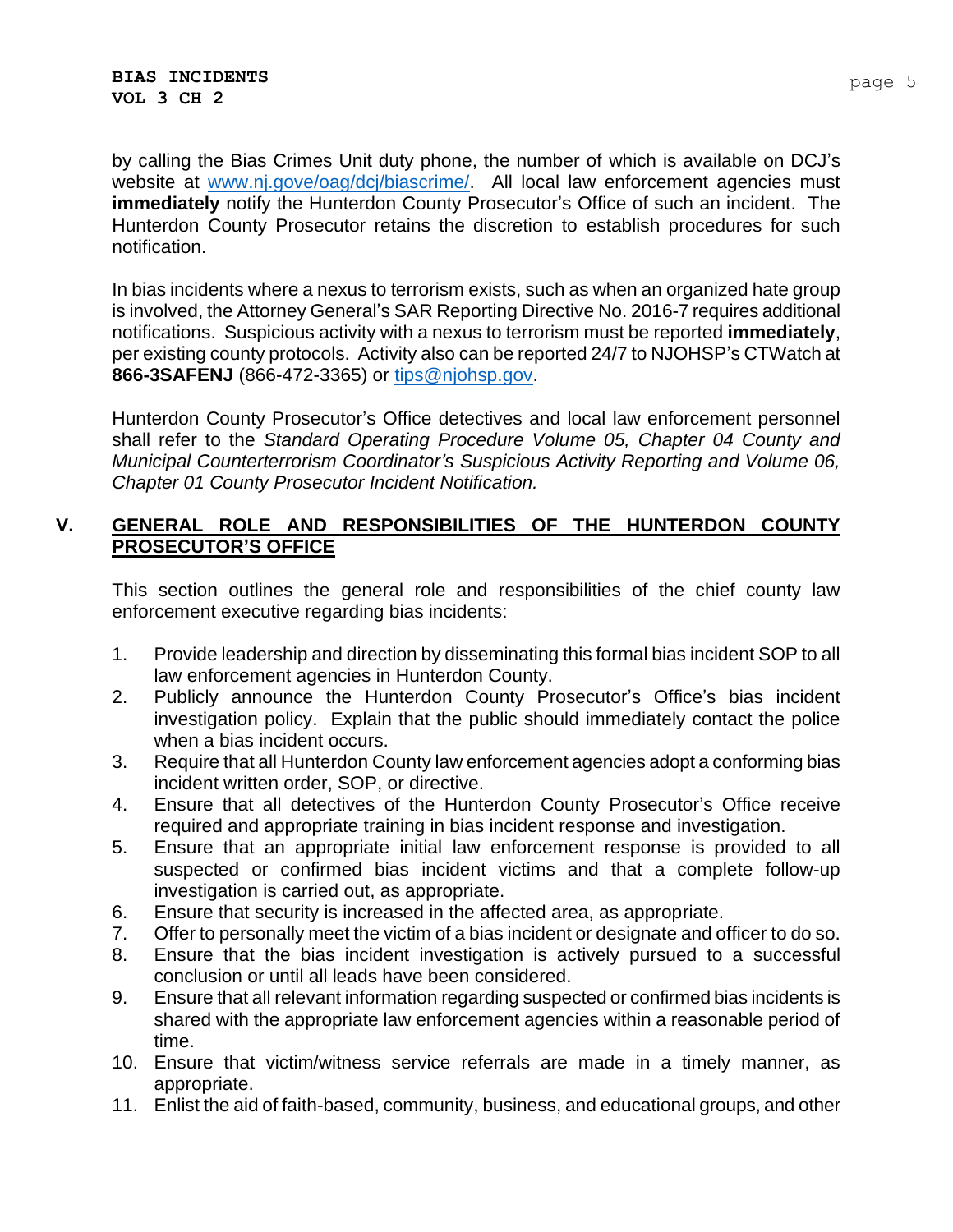by calling the Bias Crimes Unit duty phone, the number of which is available on DCJ's website at [www.nj.gove/oag/dcj/biascrime/](www.nj.gove/oag/dcj/biascrime/). All local law enforcement agencies must **immediately** notify the Hunterdon County Prosecutor's Office of such an incident. The Hunterdon County Prosecutor retains the discretion to establish procedures for such notification.

In bias incidents where a nexus to terrorism exists, such as when an organized hate group is involved, the Attorney General's SAR Reporting Directive No. 2016-7 requires additional notifications. Suspicious activity with a nexus to terrorism must be reported **immediately**, per existing county protocols. Activity also can be reported 24/7 to NJOHSP's CTWatch at **866-3SAFENJ** (866-472-3365) or [tips@njohsp.gov](mailto:tips@njohsp.gov).

Hunterdon County Prosecutor's Office detectives and local law enforcement personnel shall refer to the *Standard Operating Procedure Volume 05, Chapter 04 County and Municipal Counterterrorism Coordinator's Suspicious Activity Reporting and Volume 06, Chapter 01 County Prosecutor Incident Notification.*

## V. GENERAL ROLE AND RESPONSIBILITIES OF THE HUNTERDON COUNTY PROSECUTOR'S OFFICE

This section outlines the general role and responsibilities of the chief county law enforcement executive regarding bias incidents:

1. Provide leadership and direction by disseminating this formal bias incident SOP to all law enforcement agencies in Hunterdon County.
2. Publicly announce the Hunterdon County Prosecutor's Office's bias incident investigation policy. Explain that the public should immediately contact the police when a bias incident occurs.
3. Require that all Hunterdon County law enforcement agencies adopt a conforming bias incident written order, SOP, or directive.
4. Ensure that all detectives of the Hunterdon County Prosecutor's Office receive required and appropriate training in bias incident response and investigation.
5. Ensure that an appropriate initial law enforcement response is provided to all suspected or confirmed bias incident victims and that a complete follow-up investigation is carried out, as appropriate.
6. Ensure that security is increased in the affected area, as appropriate.
7. Offer to personally meet the victim of a bias incident or designate and officer to do so.
8. Ensure that the bias incident investigation is actively pursued to a successful conclusion or until all leads have been considered.
9. Ensure that all relevant information regarding suspected or confirmed bias incidents is shared with the appropriate law enforcement agencies within a reasonable period of time.
10. Ensure that victim/witness service referrals are made in a timely manner, as appropriate.
11. Enlist the aid of faith-based, community, business, and educational groups, and other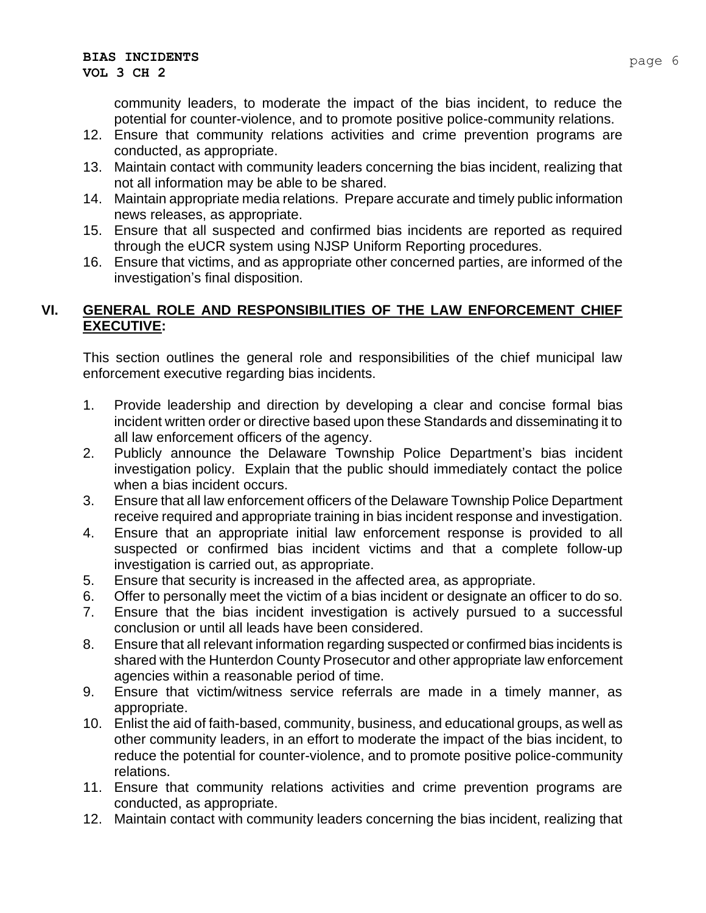community leaders, to moderate the impact of the bias incident, to reduce the potential for counter-violence, and to promote positive police-community relations.

12. Ensure that community relations activities and crime prevention programs are conducted, as appropriate.
13. Maintain contact with community leaders concerning the bias incident, realizing that not all information may be able to be shared.
14. Maintain appropriate media relations. Prepare accurate and timely public information news releases, as appropriate.
15. Ensure that all suspected and confirmed bias incidents are reported as required through the eUCR system using NJSP Uniform Reporting procedures.
16. Ensure that victims, and as appropriate other concerned parties, are informed of the investigation's final disposition.

## VI. GENERAL ROLE AND RESPONSIBILITIES OF THE LAW ENFORCEMENT CHIEF EXECUTIVE:

This section outlines the general role and responsibilities of the chief municipal law enforcement executive regarding bias incidents.

1. Provide leadership and direction by developing a clear and concise formal bias incident written order or directive based upon these Standards and disseminating it to all law enforcement officers of the agency.
2. Publicly announce the Delaware Township Police Department's bias incident investigation policy. Explain that the public should immediately contact the police when a bias incident occurs.
3. Ensure that all law enforcement officers of the Delaware Township Police Department receive required and appropriate training in bias incident response and investigation.
4. Ensure that an appropriate initial law enforcement response is provided to all suspected or confirmed bias incident victims and that a complete follow-up investigation is carried out, as appropriate.
5. Ensure that security is increased in the affected area, as appropriate.
6. Offer to personally meet the victim of a bias incident or designate an officer to do so.
7. Ensure that the bias incident investigation is actively pursued to a successful conclusion or until all leads have been considered.
8. Ensure that all relevant information regarding suspected or confirmed bias incidents is shared with the Hunterdon County Prosecutor and other appropriate law enforcement agencies within a reasonable period of time.
9. Ensure that victim/witness service referrals are made in a timely manner, as appropriate.
10. Enlist the aid of faith-based, community, business, and educational groups, as well as other community leaders, in an effort to moderate the impact of the bias incident, to reduce the potential for counter-violence, and to promote positive police-community relations.
11. Ensure that community relations activities and crime prevention programs are conducted, as appropriate.
12. Maintain contact with community leaders concerning the bias incident, realizing that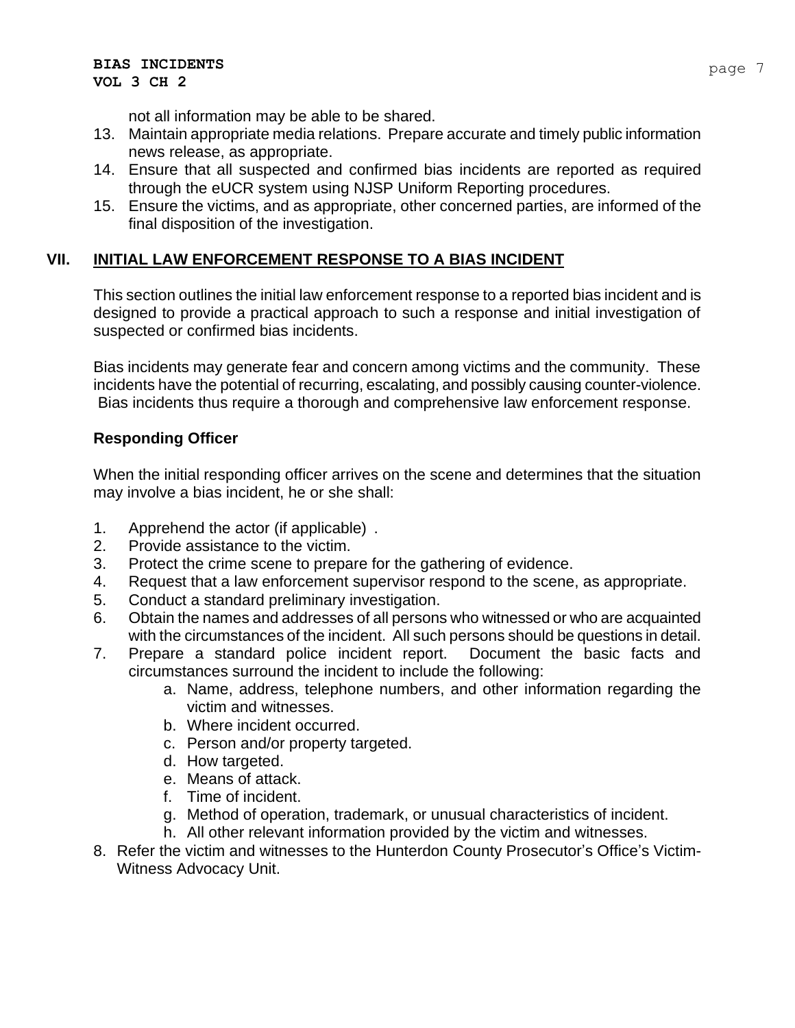not all information may be able to be shared.

13. Maintain appropriate media relations. Prepare accurate and timely public information news release, as appropriate.
14. Ensure that all suspected and confirmed bias incidents are reported as required through the eUCR system using NJSP Uniform Reporting procedures.
15. Ensure the victims, and as appropriate, other concerned parties, are informed of the final disposition of the investigation.

## VII. INITIAL LAW ENFORCEMENT RESPONSE TO A BIAS INCIDENT

This section outlines the initial law enforcement response to a reported bias incident and is designed to provide a practical approach to such a response and initial investigation of suspected or confirmed bias incidents.

Bias incidents may generate fear and concern among victims and the community. These incidents have the potential of recurring, escalating, and possibly causing counter-violence. Bias incidents thus require a thorough and comprehensive law enforcement response.

### Responding Officer

When the initial responding officer arrives on the scene and determines that the situation may involve a bias incident, he or she shall:

1. Apprehend the actor (if applicable) .
2. Provide assistance to the victim.
3. Protect the crime scene to prepare for the gathering of evidence.
4. Request that a law enforcement supervisor respond to the scene, as appropriate.
5. Conduct a standard preliminary investigation.
6. Obtain the names and addresses of all persons who witnessed or who are acquainted with the circumstances of the incident. All such persons should be questions in detail.
7. Prepare a standard police incident report. Document the basic facts and circumstances surround the incident to include the following:
   a. Name, address, telephone numbers, and other information regarding the victim and witnesses.
   b. Where incident occurred.
   c. Person and/or property targeted.
   d. How targeted.
   e. Means of attack.
   f. Time of incident.
   g. Method of operation, trademark, or unusual characteristics of incident.
   h. All other relevant information provided by the victim and witnesses.
8. Refer the victim and witnesses to the Hunterdon County Prosecutor's Office's Victim-Witness Advocacy Unit.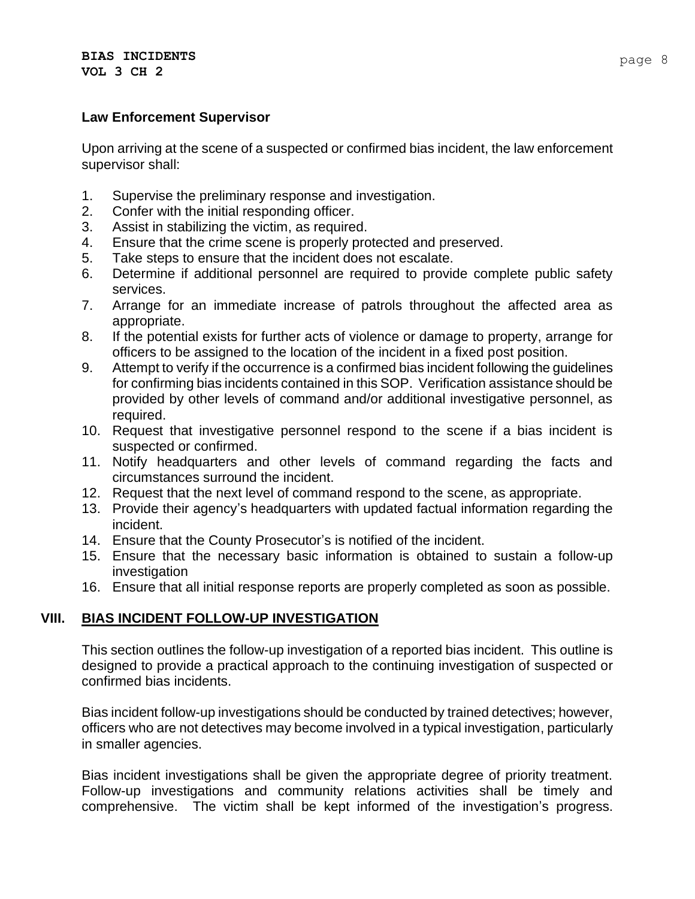**Law Enforcement Supervisor**

Upon arriving at the scene of a suspected or confirmed bias incident, the law enforcement supervisor shall:

1. Supervise the preliminary response and investigation.
2. Confer with the initial responding officer.
3. Assist in stabilizing the victim, as required.
4. Ensure that the crime scene is properly protected and preserved.
5. Take steps to ensure that the incident does not escalate.
6. Determine if additional personnel are required to provide complete public safety services.
7. Arrange for an immediate increase of patrols throughout the affected area as appropriate.
8. If the potential exists for further acts of violence or damage to property, arrange for officers to be assigned to the location of the incident in a fixed post position.
9. Attempt to verify if the occurrence is a confirmed bias incident following the guidelines for confirming bias incidents contained in this SOP. Verification assistance should be provided by other levels of command and/or additional investigative personnel, as required.
10. Request that investigative personnel respond to the scene if a bias incident is suspected or confirmed.
11. Notify headquarters and other levels of command regarding the facts and circumstances surround the incident.
12. Request that the next level of command respond to the scene, as appropriate.
13. Provide their agency's headquarters with updated factual information regarding the incident.
14. Ensure that the County Prosecutor's is notified of the incident.
15. Ensure that the necessary basic information is obtained to sustain a follow-up investigation
16. Ensure that all initial response reports are properly completed as soon as possible.

## VIII. <u>BIAS INCIDENT FOLLOW-UP INVESTIGATION</u>

This section outlines the follow-up investigation of a reported bias incident. This outline is designed to provide a practical approach to the continuing investigation of suspected or confirmed bias incidents.

Bias incident follow-up investigations should be conducted by trained detectives; however, officers who are not detectives may become involved in a typical investigation, particularly in smaller agencies.

Bias incident investigations shall be given the appropriate degree of priority treatment. Follow-up investigations and community relations activities shall be timely and comprehensive. The victim shall be kept informed of the investigation's progress.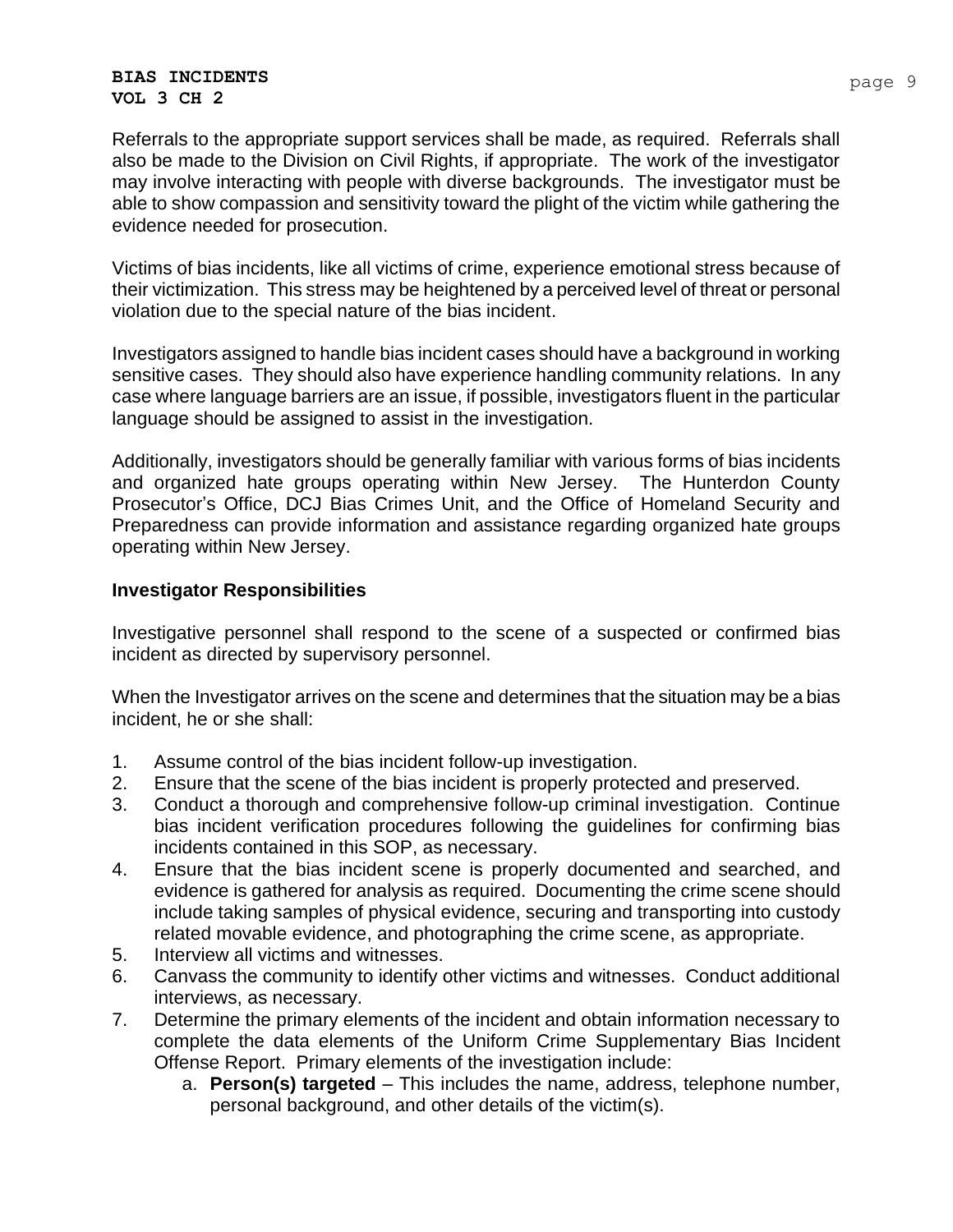Referrals to the appropriate support services shall be made, as required. Referrals shall also be made to the Division on Civil Rights, if appropriate. The work of the investigator may involve interacting with people with diverse backgrounds. The investigator must be able to show compassion and sensitivity toward the plight of the victim while gathering the evidence needed for prosecution.

Victims of bias incidents, like all victims of crime, experience emotional stress because of their victimization. This stress may be heightened by a perceived level of threat or personal violation due to the special nature of the bias incident.

Investigators assigned to handle bias incident cases should have a background in working sensitive cases. They should also have experience handling community relations. In any case where language barriers are an issue, if possible, investigators fluent in the particular language should be assigned to assist in the investigation.

Additionally, investigators should be generally familiar with various forms of bias incidents and organized hate groups operating within New Jersey. The Hunterdon County Prosecutor's Office, DCJ Bias Crimes Unit, and the Office of Homeland Security and Preparedness can provide information and assistance regarding organized hate groups operating within New Jersey.

### Investigator Responsibilities

Investigative personnel shall respond to the scene of a suspected or confirmed bias incident as directed by supervisory personnel.

When the Investigator arrives on the scene and determines that the situation may be a bias incident, he or she shall:

1. Assume control of the bias incident follow-up investigation.
2. Ensure that the scene of the bias incident is properly protected and preserved.
3. Conduct a thorough and comprehensive follow-up criminal investigation. Continue bias incident verification procedures following the guidelines for confirming bias incidents contained in this SOP, as necessary.
4. Ensure that the bias incident scene is properly documented and searched, and evidence is gathered for analysis as required. Documenting the crime scene should include taking samples of physical evidence, securing and transporting into custody related movable evidence, and photographing the crime scene, as appropriate.
5. Interview all victims and witnesses.
6. Canvass the community to identify other victims and witnesses. Conduct additional interviews, as necessary.
7. Determine the primary elements of the incident and obtain information necessary to complete the data elements of the Uniform Crime Supplementary Bias Incident Offense Report. Primary elements of the investigation include:
   a. **Person(s) targeted** – This includes the name, address, telephone number, personal background, and other details of the victim(s).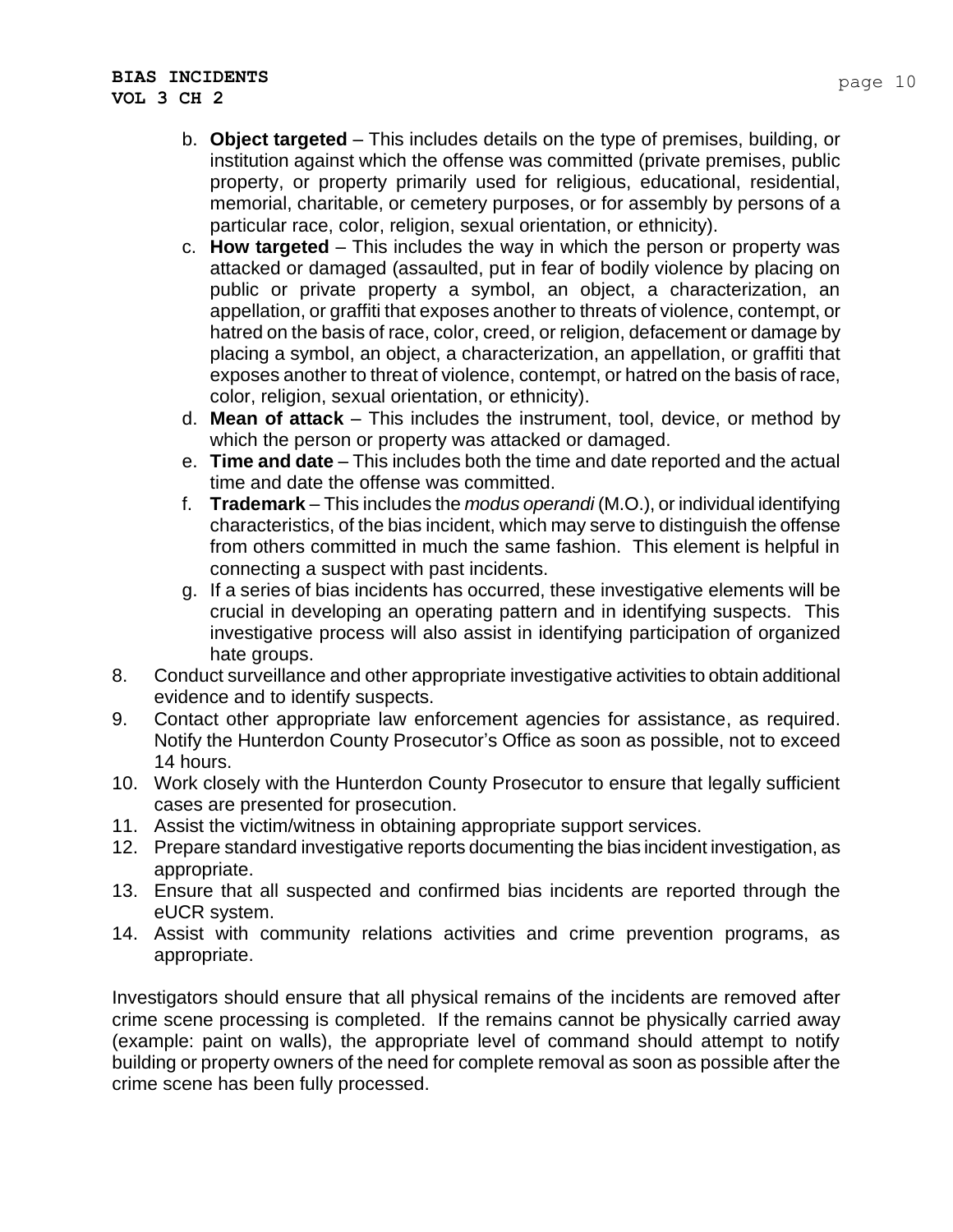b. **Object targeted** – This includes details on the type of premises, building, or institution against which the offense was committed (private premises, public property, or property primarily used for religious, educational, residential, memorial, charitable, or cemetery purposes, or for assembly by persons of a particular race, color, religion, sexual orientation, or ethnicity).

c. **How targeted** – This includes the way in which the person or property was attacked or damaged (assaulted, put in fear of bodily violence by placing on public or private property a symbol, an object, a characterization, an appellation, or graffiti that exposes another to threats of violence, contempt, or hatred on the basis of race, color, creed, or religion, defacement or damage by placing a symbol, an object, a characterization, an appellation, or graffiti that exposes another to threat of violence, contempt, or hatred on the basis of race, color, religion, sexual orientation, or ethnicity).

d. **Mean of attack** – This includes the instrument, tool, device, or method by which the person or property was attacked or damaged.

e. **Time and date** – This includes both the time and date reported and the actual time and date the offense was committed.

f. **Trademark** – This includes the *modus operandi* (M.O.), or individual identifying characteristics, of the bias incident, which may serve to distinguish the offense from others committed in much the same fashion. This element is helpful in connecting a suspect with past incidents.

g. If a series of bias incidents has occurred, these investigative elements will be crucial in developing an operating pattern and in identifying suspects. This investigative process will also assist in identifying participation of organized hate groups.

8. Conduct surveillance and other appropriate investigative activities to obtain additional evidence and to identify suspects.
9. Contact other appropriate law enforcement agencies for assistance, as required. Notify the Hunterdon County Prosecutor's Office as soon as possible, not to exceed 14 hours.
10. Work closely with the Hunterdon County Prosecutor to ensure that legally sufficient cases are presented for prosecution.
11. Assist the victim/witness in obtaining appropriate support services.
12. Prepare standard investigative reports documenting the bias incident investigation, as appropriate.
13. Ensure that all suspected and confirmed bias incidents are reported through the eUCR system.
14. Assist with community relations activities and crime prevention programs, as appropriate.

Investigators should ensure that all physical remains of the incidents are removed after crime scene processing is completed. If the remains cannot be physically carried away (example: paint on walls), the appropriate level of command should attempt to notify building or property owners of the need for complete removal as soon as possible after the crime scene has been fully processed.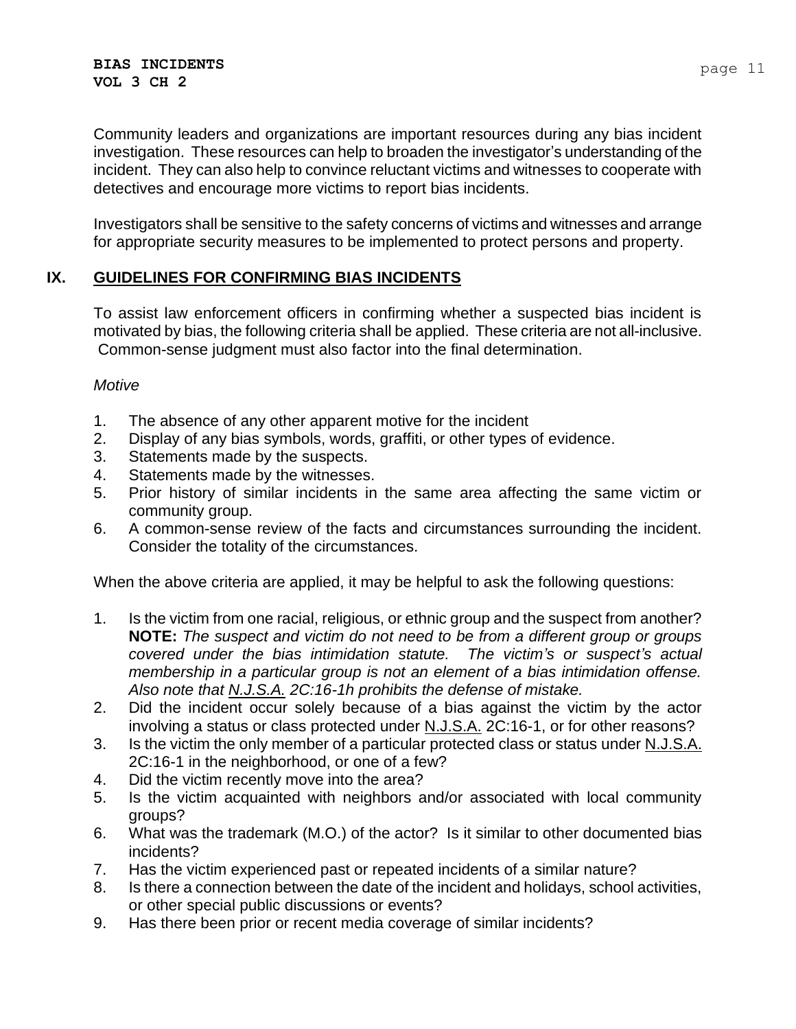Community leaders and organizations are important resources during any bias incident investigation. These resources can help to broaden the investigator's understanding of the incident. They can also help to convince reluctant victims and witnesses to cooperate with detectives and encourage more victims to report bias incidents.

Investigators shall be sensitive to the safety concerns of victims and witnesses and arrange for appropriate security measures to be implemented to protect persons and property.

## IX. GUIDELINES FOR CONFIRMING BIAS INCIDENTS

To assist law enforcement officers in confirming whether a suspected bias incident is motivated by bias, the following criteria shall be applied. These criteria are not all-inclusive. Common-sense judgment must also factor into the final determination.

*Motive*

1. The absence of any other apparent motive for the incident
2. Display of any bias symbols, words, graffiti, or other types of evidence.
3. Statements made by the suspects.
4. Statements made by the witnesses.
5. Prior history of similar incidents in the same area affecting the same victim or community group.
6. A common-sense review of the facts and circumstances surrounding the incident. Consider the totality of the circumstances.

When the above criteria are applied, it may be helpful to ask the following questions:

1. Is the victim from one racial, religious, or ethnic group and the suspect from another? **NOTE:** *The suspect and victim do not need to be from a different group or groups covered under the bias intimidation statute. The victim's or suspect's actual membership in a particular group is not an element of a bias intimidation offense. Also note that N.J.S.A. 2C:16-1h prohibits the defense of mistake.*
2. Did the incident occur solely because of a bias against the victim by the actor involving a status or class protected under N.J.S.A. 2C:16-1, or for other reasons?
3. Is the victim the only member of a particular protected class or status under N.J.S.A. 2C:16-1 in the neighborhood, or one of a few?
4. Did the victim recently move into the area?
5. Is the victim acquainted with neighbors and/or associated with local community groups?
6. What was the trademark (M.O.) of the actor? Is it similar to other documented bias incidents?
7. Has the victim experienced past or repeated incidents of a similar nature?
8. Is there a connection between the date of the incident and holidays, school activities, or other special public discussions or events?
9. Has there been prior or recent media coverage of similar incidents?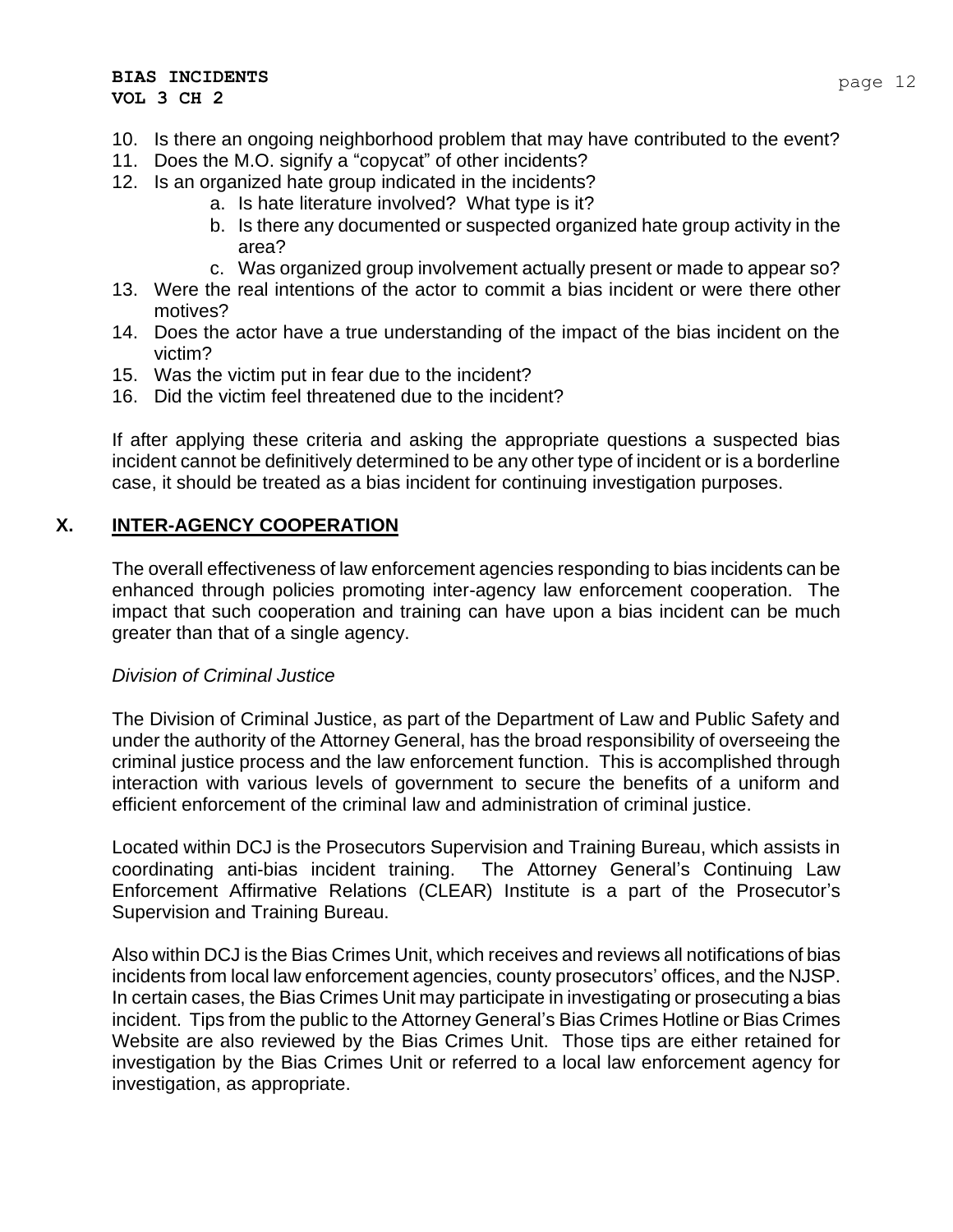10. Is there an ongoing neighborhood problem that may have contributed to the event?
11. Does the M.O. signify a "copycat" of other incidents?
12. Is an organized hate group indicated in the incidents?
    a. Is hate literature involved? What type is it?
    b. Is there any documented or suspected organized hate group activity in the area?
    c. Was organized group involvement actually present or made to appear so?
13. Were the real intentions of the actor to commit a bias incident or were there other motives?
14. Does the actor have a true understanding of the impact of the bias incident on the victim?
15. Was the victim put in fear due to the incident?
16. Did the victim feel threatened due to the incident?

If after applying these criteria and asking the appropriate questions a suspected bias incident cannot be definitively determined to be any other type of incident or is a borderline case, it should be treated as a bias incident for continuing investigation purposes.

## X. INTER-AGENCY COOPERATION

The overall effectiveness of law enforcement agencies responding to bias incidents can be enhanced through policies promoting inter-agency law enforcement cooperation. The impact that such cooperation and training can have upon a bias incident can be much greater than that of a single agency.

*Division of Criminal Justice*

The Division of Criminal Justice, as part of the Department of Law and Public Safety and under the authority of the Attorney General, has the broad responsibility of overseeing the criminal justice process and the law enforcement function. This is accomplished through interaction with various levels of government to secure the benefits of a uniform and efficient enforcement of the criminal law and administration of criminal justice.

Located within DCJ is the Prosecutors Supervision and Training Bureau, which assists in coordinating anti-bias incident training. The Attorney General's Continuing Law Enforcement Affirmative Relations (CLEAR) Institute is a part of the Prosecutor's Supervision and Training Bureau.

Also within DCJ is the Bias Crimes Unit, which receives and reviews all notifications of bias incidents from local law enforcement agencies, county prosecutors' offices, and the NJSP. In certain cases, the Bias Crimes Unit may participate in investigating or prosecuting a bias incident. Tips from the public to the Attorney General's Bias Crimes Hotline or Bias Crimes Website are also reviewed by the Bias Crimes Unit. Those tips are either retained for investigation by the Bias Crimes Unit or referred to a local law enforcement agency for investigation, as appropriate.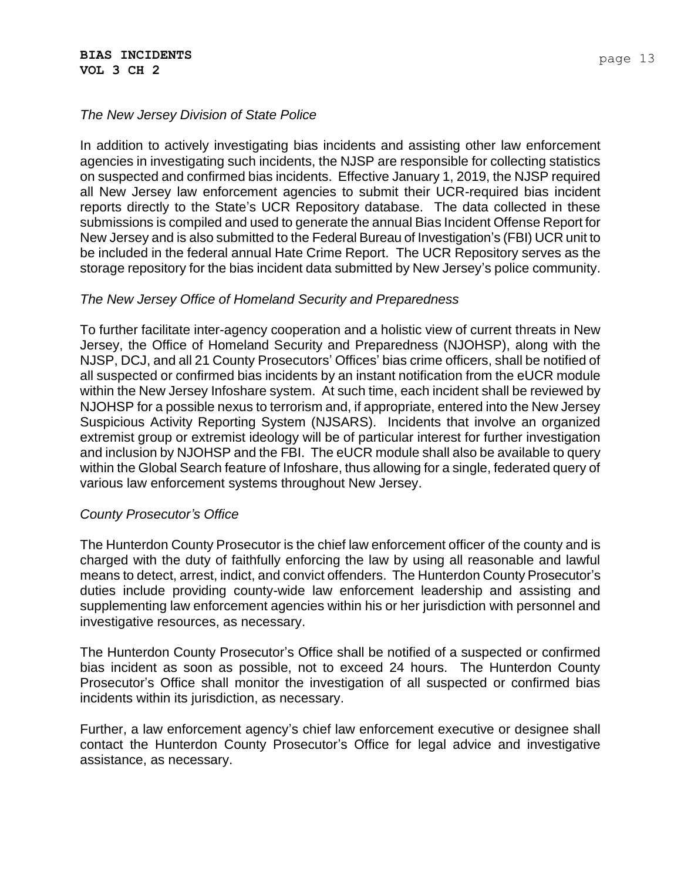*The New Jersey Division of State Police*

In addition to actively investigating bias incidents and assisting other law enforcement agencies in investigating such incidents, the NJSP are responsible for collecting statistics on suspected and confirmed bias incidents. Effective January 1, 2019, the NJSP required all New Jersey law enforcement agencies to submit their UCR-required bias incident reports directly to the State's UCR Repository database. The data collected in these submissions is compiled and used to generate the annual Bias Incident Offense Report for New Jersey and is also submitted to the Federal Bureau of Investigation's (FBI) UCR unit to be included in the federal annual Hate Crime Report. The UCR Repository serves as the storage repository for the bias incident data submitted by New Jersey's police community.

*The New Jersey Office of Homeland Security and Preparedness*

To further facilitate inter-agency cooperation and a holistic view of current threats in New Jersey, the Office of Homeland Security and Preparedness (NJOHSP), along with the NJSP, DCJ, and all 21 County Prosecutors' Offices' bias crime officers, shall be notified of all suspected or confirmed bias incidents by an instant notification from the eUCR module within the New Jersey Infoshare system. At such time, each incident shall be reviewed by NJOHSP for a possible nexus to terrorism and, if appropriate, entered into the New Jersey Suspicious Activity Reporting System (NJSARS). Incidents that involve an organized extremist group or extremist ideology will be of particular interest for further investigation and inclusion by NJOHSP and the FBI. The eUCR module shall also be available to query within the Global Search feature of Infoshare, thus allowing for a single, federated query of various law enforcement systems throughout New Jersey.

*County Prosecutor's Office*

The Hunterdon County Prosecutor is the chief law enforcement officer of the county and is charged with the duty of faithfully enforcing the law by using all reasonable and lawful means to detect, arrest, indict, and convict offenders. The Hunterdon County Prosecutor's duties include providing county-wide law enforcement leadership and assisting and supplementing law enforcement agencies within his or her jurisdiction with personnel and investigative resources, as necessary.

The Hunterdon County Prosecutor's Office shall be notified of a suspected or confirmed bias incident as soon as possible, not to exceed 24 hours. The Hunterdon County Prosecutor's Office shall monitor the investigation of all suspected or confirmed bias incidents within its jurisdiction, as necessary.

Further, a law enforcement agency's chief law enforcement executive or designee shall contact the Hunterdon County Prosecutor's Office for legal advice and investigative assistance, as necessary.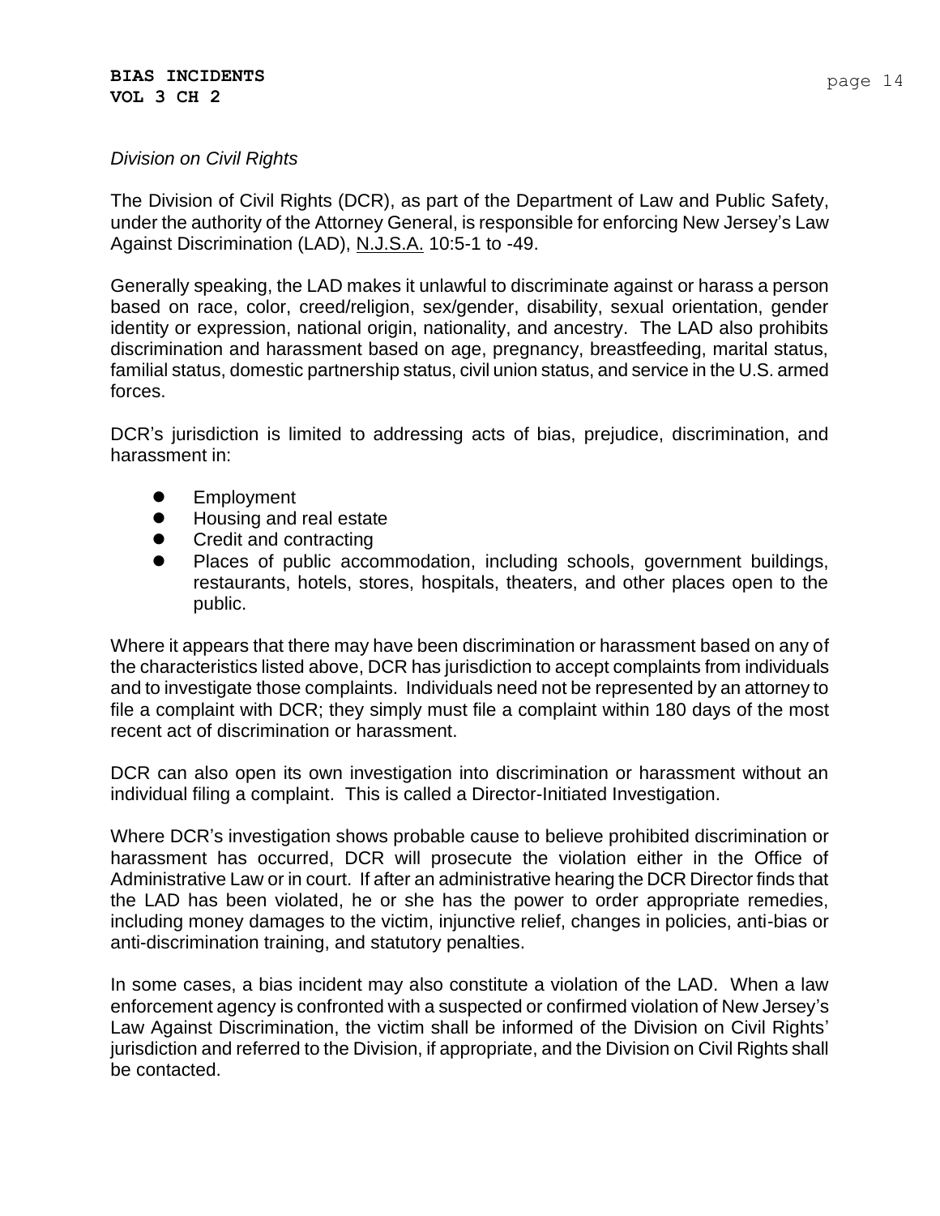*Division on Civil Rights*

The Division of Civil Rights (DCR), as part of the Department of Law and Public Safety, under the authority of the Attorney General, is responsible for enforcing New Jersey's Law Against Discrimination (LAD), N.J.S.A. 10:5-1 to -49.

Generally speaking, the LAD makes it unlawful to discriminate against or harass a person based on race, color, creed/religion, sex/gender, disability, sexual orientation, gender identity or expression, national origin, nationality, and ancestry. The LAD also prohibits discrimination and harassment based on age, pregnancy, breastfeeding, marital status, familial status, domestic partnership status, civil union status, and service in the U.S. armed forces.

DCR's jurisdiction is limited to addressing acts of bias, prejudice, discrimination, and harassment in:

- Employment
- Housing and real estate
- Credit and contracting
- Places of public accommodation, including schools, government buildings, restaurants, hotels, stores, hospitals, theaters, and other places open to the public.

Where it appears that there may have been discrimination or harassment based on any of the characteristics listed above, DCR has jurisdiction to accept complaints from individuals and to investigate those complaints. Individuals need not be represented by an attorney to file a complaint with DCR; they simply must file a complaint within 180 days of the most recent act of discrimination or harassment.

DCR can also open its own investigation into discrimination or harassment without an individual filing a complaint. This is called a Director-Initiated Investigation.

Where DCR's investigation shows probable cause to believe prohibited discrimination or harassment has occurred, DCR will prosecute the violation either in the Office of Administrative Law or in court. If after an administrative hearing the DCR Director finds that the LAD has been violated, he or she has the power to order appropriate remedies, including money damages to the victim, injunctive relief, changes in policies, anti-bias or anti-discrimination training, and statutory penalties.

In some cases, a bias incident may also constitute a violation of the LAD. When a law enforcement agency is confronted with a suspected or confirmed violation of New Jersey's Law Against Discrimination, the victim shall be informed of the Division on Civil Rights' jurisdiction and referred to the Division, if appropriate, and the Division on Civil Rights shall be contacted.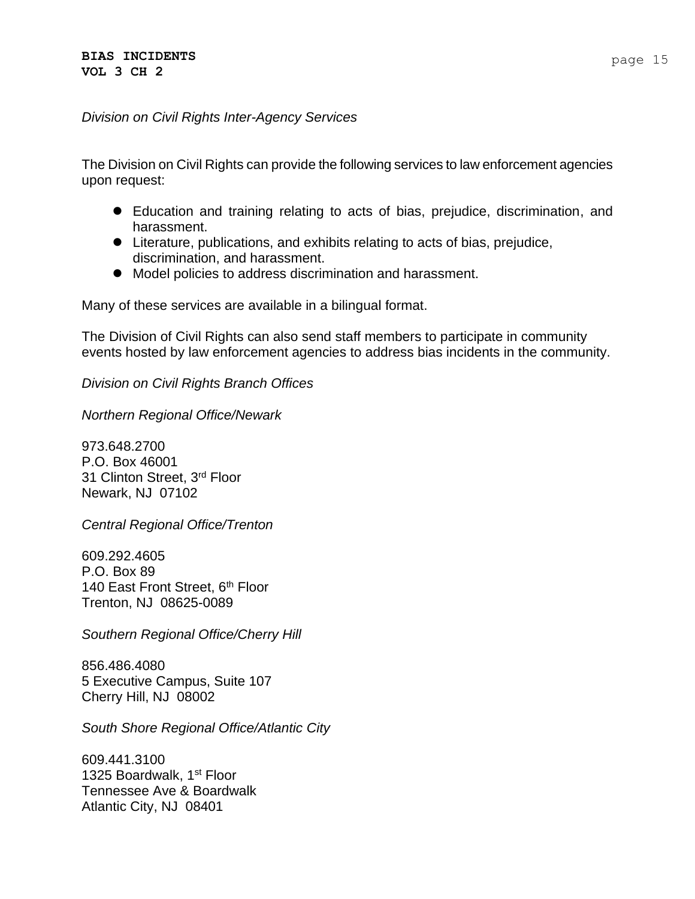*Division on Civil Rights Inter-Agency Services*

The Division on Civil Rights can provide the following services to law enforcement agencies upon request:

- Education and training relating to acts of bias, prejudice, discrimination, and harassment.
- Literature, publications, and exhibits relating to acts of bias, prejudice, discrimination, and harassment.
- Model policies to address discrimination and harassment.

Many of these services are available in a bilingual format.

The Division of Civil Rights can also send staff members to participate in community events hosted by law enforcement agencies to address bias incidents in the community.

*Division on Civil Rights Branch Offices*

*Northern Regional Office/Newark*

973.648.2700
P.O. Box 46001
31 Clinton Street, 3rd Floor
Newark, NJ 07102

*Central Regional Office/Trenton*

609.292.4605
P.O. Box 89
140 East Front Street, 6th Floor
Trenton, NJ 08625-0089

*Southern Regional Office/Cherry Hill*

856.486.4080
5 Executive Campus, Suite 107
Cherry Hill, NJ 08002

*South Shore Regional Office/Atlantic City*

609.441.3100
1325 Boardwalk, 1st Floor
Tennessee Ave & Boardwalk
Atlantic City, NJ 08401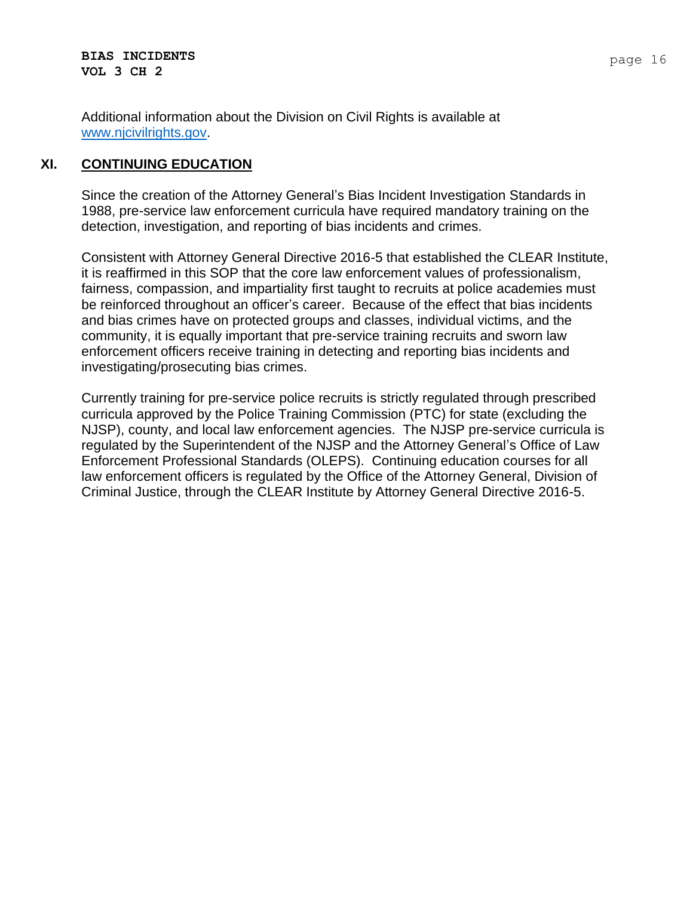Additional information about the Division on Civil Rights is available at [www.njcivilrights.gov](http://www.njcivilrights.gov).

## XI. CONTINUING EDUCATION

Since the creation of the Attorney General's Bias Incident Investigation Standards in 1988, pre-service law enforcement curricula have required mandatory training on the detection, investigation, and reporting of bias incidents and crimes.

Consistent with Attorney General Directive 2016-5 that established the CLEAR Institute, it is reaffirmed in this SOP that the core law enforcement values of professionalism, fairness, compassion, and impartiality first taught to recruits at police academies must be reinforced throughout an officer's career. Because of the effect that bias incidents and bias crimes have on protected groups and classes, individual victims, and the community, it is equally important that pre-service training recruits and sworn law enforcement officers receive training in detecting and reporting bias incidents and investigating/prosecuting bias crimes.

Currently training for pre-service police recruits is strictly regulated through prescribed curricula approved by the Police Training Commission (PTC) for state (excluding the NJSP), county, and local law enforcement agencies. The NJSP pre-service curricula is regulated by the Superintendent of the NJSP and the Attorney General's Office of Law Enforcement Professional Standards (OLEPS). Continuing education courses for all law enforcement officers is regulated by the Office of the Attorney General, Division of Criminal Justice, through the CLEAR Institute by Attorney General Directive 2016-5.